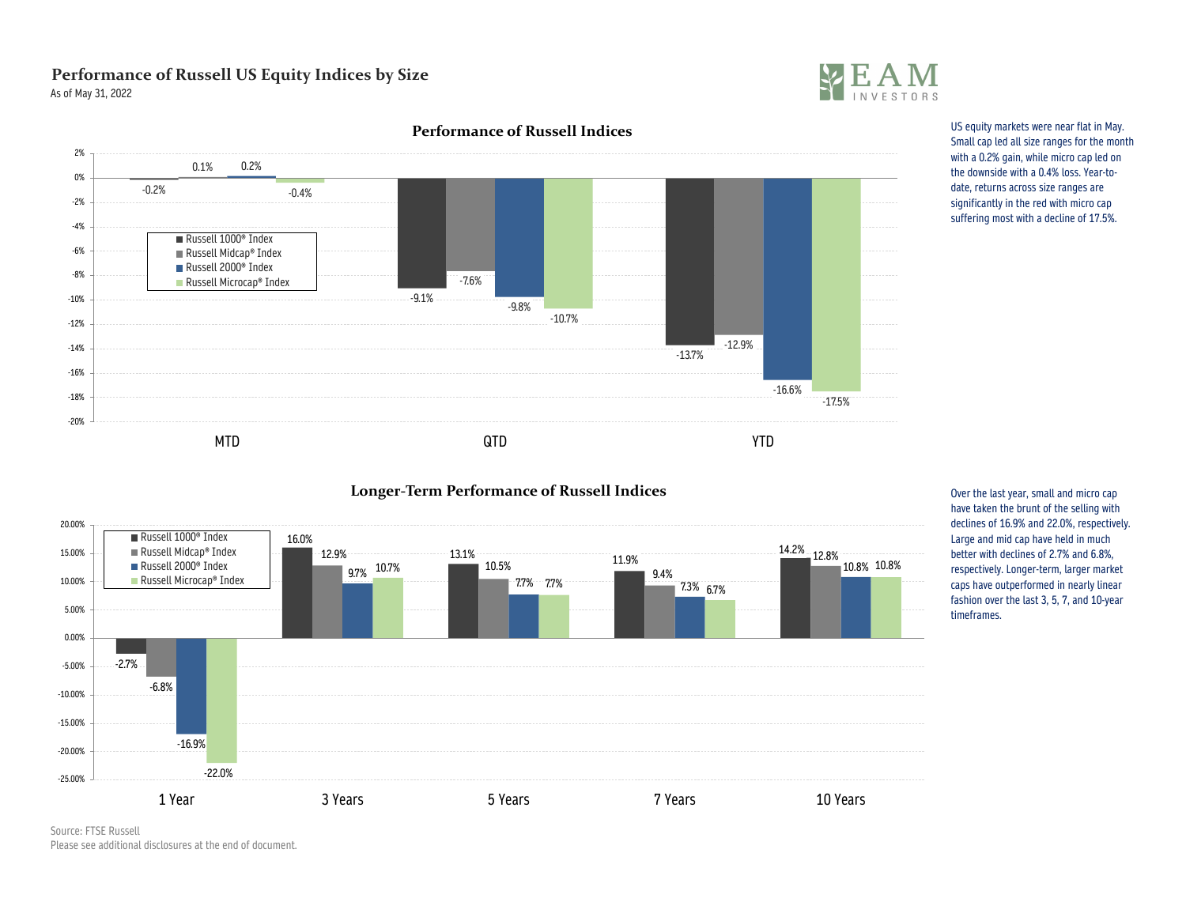# Performance of Russell US Equity Indices by Size

As of May 31, 2022

EAM INVESTORS

## Performance of Russell Indices

2%
0%
-2%
-4%
-6%
-8%
-10%
-12%
-14%
-16%
-18%
-20%

Russell 1000® Index
Russell Midcap® Index
Russell 2000® Index
Russell Microcap® Index

MTD: -0.2% 0.1% 0.2% -0.4%
QTD: -9.1% -7.6% -9.8% -10.7%
YTD: -13.7% -12.9% -16.6% -17.5%

US equity markets were near flat in May. Small cap led all size ranges for the month with a 0.2% gain, while micro cap led on the downside with a 0.4% loss. Year-to-date, returns across size ranges are significantly in the red with micro cap suffering most with a decline of 17.5%.

## Longer-Term Performance of Russell Indices

20.00%
15.00%
10.00%
5.00%
0.00%
-5.00%
-10.00%
-15.00%
-20.00%
-25.00%

Russell 1000® Index
Russell Midcap® Index
Russell 2000® Index
Russell Microcap® Index

1 Year: -2.7% -6.8% -16.9% -22.0%
3 Years: 16.0% 12.9% 9.7% 10.7%
5 Years: 13.1% 10.5% 7.7% 7.7%
7 Years: 11.9% 9.4% 7.3% 6.7%
10 Years: 14.2% 12.8% 10.8% 10.8%

Over the last year, small and micro cap have taken the brunt of the selling with declines of 16.9% and 22.0%, respectively. Large and mid cap have held in much better with declines of 2.7% and 6.8%, respectively. Longer-term, larger market caps have outperformed in nearly linear fashion over the last 3, 5, 7, and 10-year timeframes.

Source: FTSE Russell

Please see additional disclosures at the end of document.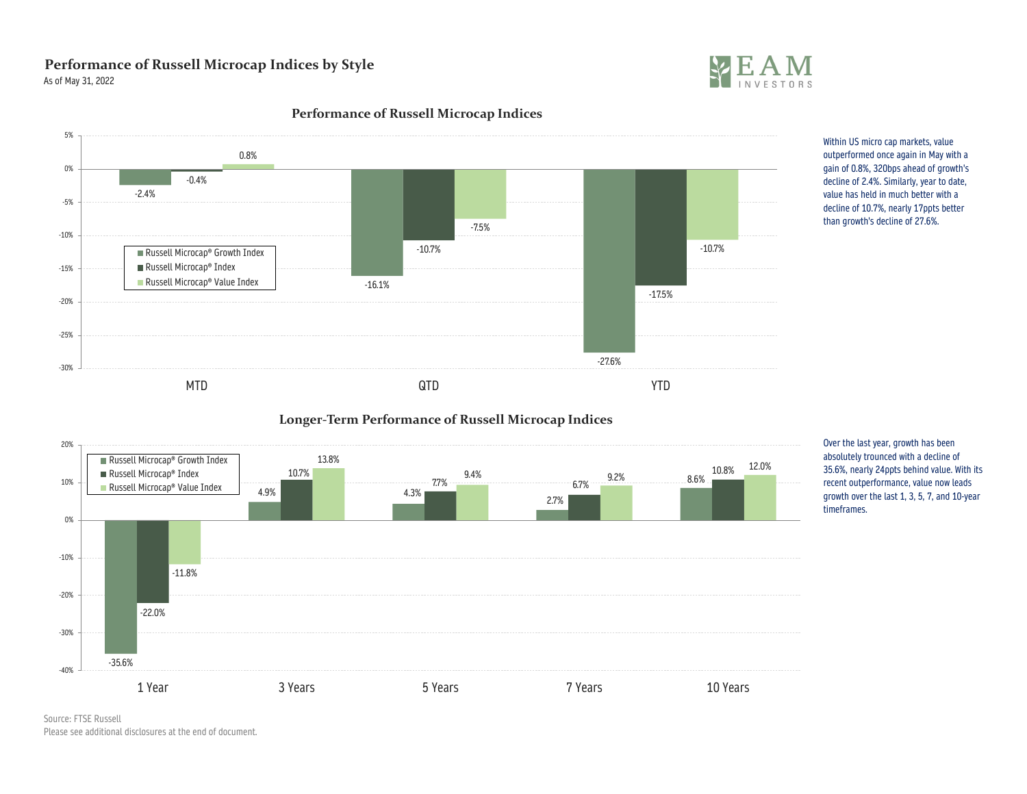# Performance of Russell Microcap Indices by Style

As of May 31, 2022

EAM INVESTORS

## Performance of Russell Microcap Indices

5%
0%
-5%
-10%
-15%
-20%
-25%
-30%

Russell Microcap® Growth Index
Russell Microcap® Index
Russell Microcap® Value Index

MTD: -2.4% -0.4% 0.8%

QTD: -16.1% -10.7% -7.5%

YTD: -27.6% -17.5% -10.7%

Within US micro cap markets, value outperformed once again in May with a gain of 0.8%, 320bps ahead of growth's decline of 2.4%. Similarly, year to date, value has held in much better with a decline of 10.7%, nearly 17ppts better than growth's decline of 27.6%.

## Longer-Term Performance of Russell Microcap Indices

20%
10%
0%
-10%
-20%
-30%
-40%

Russell Microcap® Growth Index
Russell Microcap® Index
Russell Microcap® Value Index

1 Year: -35.6% -22.0% -11.8%

3 Years: 4.9% 10.7% 13.8%

5 Years: 4.3% 7.7% 9.4%

7 Years: 2.7% 6.7% 9.2%

10 Years: 8.6% 10.8% 12.0%

Over the last year, growth has been absolutely trounced with a decline of 35.6%, nearly 24ppts behind value. With its recent outperformance, value now leads growth over the last 1, 3, 5, 7, and 10-year timeframes.

Source: FTSE Russell

Please see additional disclosures at the end of document.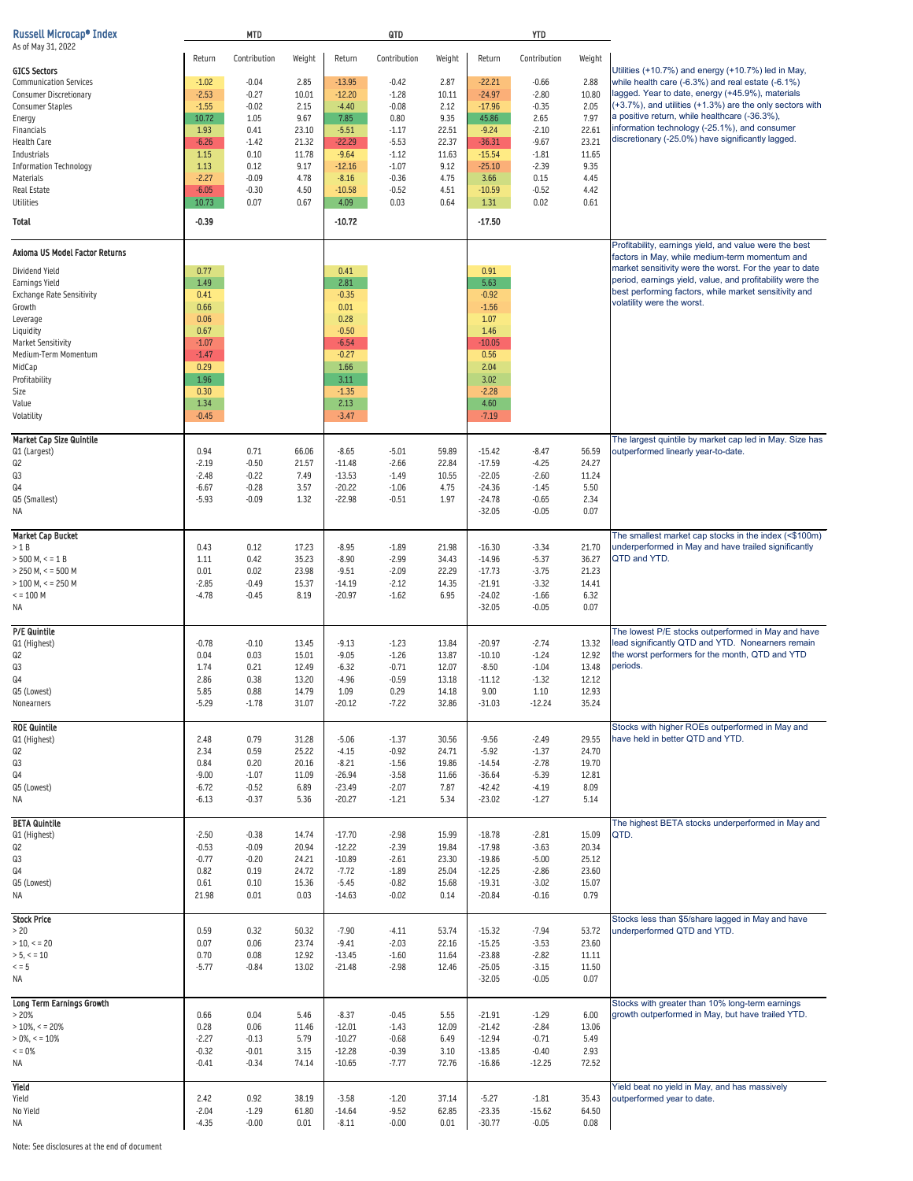**Russell Microcap® Index**
As of May 31, 2022

| GICS Sectors | MTD Return | MTD Contribution | MTD Weight | QTD Return | QTD Contribution | QTD Weight | YTD Return | YTD Contribution | YTD Weight |
|---|---|---|---|---|---|---|---|---|---|
| Communication Services | -1.02 | -0.04 | 2.85 | -13.95 | -0.42 | 2.87 | -22.21 | -0.66 | 2.88 |
| Consumer Discretionary | -2.53 | -0.27 | 10.01 | -12.20 | -1.28 | 10.11 | -24.97 | -2.80 | 10.80 |
| Consumer Staples | -1.55 | -0.02 | 2.15 | -4.40 | -0.08 | 2.12 | -17.96 | -0.35 | 2.05 |
| Energy | 10.72 | 1.05 | 9.67 | 7.85 | 0.80 | 9.35 | 45.86 | 2.65 | 7.97 |
| Financials | 1.93 | 0.41 | 23.10 | -5.51 | -1.17 | 22.51 | -9.24 | -2.10 | 22.61 |
| Health Care | -6.26 | -1.42 | 21.32 | -22.29 | -5.53 | 22.37 | -36.31 | -9.67 | 23.21 |
| Industrials | 1.15 | 0.10 | 11.78 | -9.64 | -1.12 | 11.63 | -15.54 | -1.81 | 11.65 |
| Information Technology | 1.13 | 0.12 | 9.17 | -12.16 | -1.07 | 9.12 | -25.10 | -2.39 | 9.35 |
| Materials | -2.27 | -0.09 | 4.78 | -8.16 | -0.36 | 4.75 | 3.66 | 0.15 | 4.45 |
| Real Estate | -6.05 | -0.30 | 4.50 | -10.58 | -0.52 | 4.51 | -10.59 | -0.52 | 4.42 |
| Utilities | 10.73 | 0.07 | 0.67 | 4.09 | 0.03 | 0.64 | 1.31 | 0.02 | 0.61 |
| **Total** | **-0.39** | | | **-10.72** | | | **-17.50** | | |

Utilities (+10.7%) and energy (+10.7%) led in May, while health care (-6.3%) and real estate (-6.1%) lagged. Year to date, energy (+45.9%), materials (+3.7%), and utilities (+1.3%) are the only sectors with a positive return, while healthcare (-36.3%), information technology (-25.1%), and consumer discretionary (-25.0%) have significantly lagged.

| Axioma US Model Factor Returns | MTD | QTD | YTD |
|---|---|---|---|
| Dividend Yield | 0.77 | 0.41 | 0.91 |
| Earnings Yield | 1.49 | 2.81 | 5.63 |
| Exchange Rate Sensitivity | 0.41 | -0.35 | -0.92 |
| Growth | 0.66 | 0.01 | -1.56 |
| Leverage | 0.06 | 0.28 | 1.07 |
| Liquidity | 0.67 | -0.50 | 1.46 |
| Market Sensitivity | -1.07 | -6.54 | -10.05 |
| Medium-Term Momentum | -1.47 | -0.27 | 0.56 |
| MidCap | 0.29 | 1.66 | 2.04 |
| Profitability | 1.96 | 3.11 | 3.02 |
| Size | 0.30 | -1.35 | -2.28 |
| Value | 1.34 | 2.13 | 4.60 |
| Volatility | -0.45 | -3.47 | -7.19 |

Profitability, earnings yield, and value were the best factors in May, while medium-term momentum and market sensitivity were the worst. For the year to date period, earnings yield, value, and profitability were the best performing factors, while market sensitivity and volatility were the worst.

| Market Cap Size Quintile | MTD Return | MTD Contribution | MTD Weight | QTD Return | QTD Contribution | QTD Weight | YTD Return | YTD Contribution | YTD Weight |
|---|---|---|---|---|---|---|---|---|---|
| Q1 (Largest) | 0.94 | 0.71 | 66.06 | -8.65 | -5.01 | 59.89 | -15.42 | -8.47 | 56.59 |
| Q2 | -2.19 | -0.50 | 21.57 | -11.48 | -2.66 | 22.84 | -17.59 | -4.25 | 24.27 |
| Q3 | -2.48 | -0.22 | 7.49 | -13.53 | -1.49 | 10.55 | -22.05 | -2.60 | 11.24 |
| Q4 | -6.67 | -0.28 | 3.57 | -20.22 | -1.06 | 4.75 | -24.36 | -1.45 | 5.50 |
| Q5 (Smallest) | -5.93 | -0.09 | 1.32 | -22.98 | -0.51 | 1.97 | -24.78 | -0.65 | 2.34 |
| NA | | | | | | | -32.05 | -0.05 | 0.07 |

The largest quintile by market cap led in May. Size has outperformed linearly year-to-date.

| Market Cap Bucket | MTD Return | MTD Contribution | MTD Weight | QTD Return | QTD Contribution | QTD Weight | YTD Return | YTD Contribution | YTD Weight |
|---|---|---|---|---|---|---|---|---|---|
| > 1 B | 0.43 | 0.12 | 17.23 | -8.95 | -1.89 | 21.98 | -16.30 | -3.34 | 21.70 |
| > 500 M, < = 1 B | 1.11 | 0.42 | 35.23 | -8.90 | -2.99 | 34.43 | -14.96 | -5.37 | 36.27 |
| > 250 M, < = 500 M | 0.01 | 0.02 | 23.98 | -9.51 | -2.09 | 22.29 | -17.73 | -3.75 | 21.23 |
| > 100 M, < = 250 M | -2.85 | -0.49 | 15.37 | -14.19 | -2.12 | 14.35 | -21.91 | -3.32 | 14.41 |
| < = 100 M | -4.78 | -0.45 | 8.19 | -20.97 | -1.62 | 6.95 | -24.02 | -1.66 | 6.32 |
| NA | | | | | | | -32.05 | -0.05 | 0.07 |

The smallest market cap stocks in the index (<$100m) underperformed in May and have trailed significantly QTD and YTD.

| P/E Quintile | MTD Return | MTD Contribution | MTD Weight | QTD Return | QTD Contribution | QTD Weight | YTD Return | YTD Contribution | YTD Weight |
|---|---|---|---|---|---|---|---|---|---|
| Q1 (Highest) | -0.78 | -0.10 | 13.45 | -9.13 | -1.23 | 13.84 | -20.97 | -2.74 | 13.32 |
| Q2 | 0.04 | 0.03 | 15.01 | -9.05 | -1.26 | 13.87 | -10.10 | -1.24 | 12.92 |
| Q3 | 1.74 | 0.21 | 12.49 | -6.32 | -0.71 | 12.07 | -8.50 | -1.04 | 13.48 |
| Q4 | 2.86 | 0.38 | 13.20 | -4.96 | -0.59 | 13.18 | -11.12 | -1.32 | 12.12 |
| Q5 (Lowest) | 5.85 | 0.88 | 14.79 | 1.09 | 0.29 | 14.18 | 9.00 | 1.10 | 12.93 |
| Nonearners | -5.29 | -1.78 | 31.07 | -20.12 | -7.22 | 32.86 | -31.03 | -12.24 | 35.24 |

The lowest P/E stocks outperformed in May and have lead significantly QTD and YTD. Nonearners remain the worst performers for the month, QTD and YTD periods.

| ROE Quintile | MTD Return | MTD Contribution | MTD Weight | QTD Return | QTD Contribution | QTD Weight | YTD Return | YTD Contribution | YTD Weight |
|---|---|---|---|---|---|---|---|---|---|
| Q1 (Highest) | 2.48 | 0.79 | 31.28 | -5.06 | -1.37 | 30.56 | -9.56 | -2.49 | 29.55 |
| Q2 | 2.34 | 0.59 | 25.22 | -4.15 | -0.92 | 24.71 | -5.92 | -1.37 | 24.70 |
| Q3 | 0.84 | 0.20 | 20.16 | -8.21 | -1.56 | 19.86 | -14.54 | -2.78 | 19.70 |
| Q4 | -9.00 | -1.07 | 11.09 | -26.94 | -3.58 | 11.66 | -36.64 | -5.39 | 12.81 |
| Q5 (Lowest) | -6.72 | -0.52 | 6.89 | -23.49 | -2.07 | 7.87 | -42.42 | -4.19 | 8.09 |
| NA | -6.13 | -0.37 | 5.36 | -20.27 | -1.21 | 5.34 | -23.02 | -1.27 | 5.14 |

Stocks with higher ROEs outperformed in May and have held in better QTD and YTD.

| BETA Quintile | MTD Return | MTD Contribution | MTD Weight | QTD Return | QTD Contribution | QTD Weight | YTD Return | YTD Contribution | YTD Weight |
|---|---|---|---|---|---|---|---|---|---|
| Q1 (Highest) | -2.50 | -0.38 | 14.74 | -17.70 | -2.98 | 15.99 | -18.78 | -2.81 | 15.09 |
| Q2 | -0.53 | -0.09 | 20.94 | -12.22 | -2.39 | 19.84 | -17.98 | -3.63 | 20.34 |
| Q3 | -0.77 | -0.20 | 24.21 | -10.89 | -2.61 | 23.30 | -19.86 | -5.00 | 25.12 |
| Q4 | 0.82 | 0.19 | 24.72 | -7.72 | -1.89 | 25.04 | -12.25 | -2.86 | 23.60 |
| Q5 (Lowest) | 0.61 | 0.10 | 15.36 | -5.45 | -0.82 | 15.68 | -19.31 | -3.02 | 15.07 |
| NA | 21.98 | 0.01 | 0.03 | -14.63 | -0.02 | 0.14 | -20.84 | -0.16 | 0.79 |

The highest BETA stocks underperformed in May and QTD.

| Stock Price | MTD Return | MTD Contribution | MTD Weight | QTD Return | QTD Contribution | QTD Weight | YTD Return | YTD Contribution | YTD Weight |
|---|---|---|---|---|---|---|---|---|---|
| > 20 | 0.59 | 0.32 | 50.32 | -7.90 | -4.11 | 53.74 | -15.32 | -7.94 | 53.72 |
| > 10, < = 20 | 0.07 | 0.06 | 23.74 | -9.41 | -2.03 | 22.16 | -15.25 | -3.53 | 23.60 |
| > 5, < = 10 | 0.70 | 0.08 | 12.92 | -13.45 | -1.60 | 11.64 | -23.88 | -2.82 | 11.11 |
| < = 5 | -5.77 | -0.84 | 13.02 | -21.48 | -2.98 | 12.46 | -25.05 | -3.15 | 11.50 |
| NA | | | | | | | -32.05 | -0.05 | 0.07 |

Stocks less than $5/share lagged in May and have underperformed QTD and YTD.

| Long Term Earnings Growth | MTD Return | MTD Contribution | MTD Weight | QTD Return | QTD Contribution | QTD Weight | YTD Return | YTD Contribution | YTD Weight |
|---|---|---|---|---|---|---|---|---|---|
| > 20% | 0.66 | 0.04 | 5.46 | -8.37 | -0.45 | 5.55 | -21.91 | -1.29 | 6.00 |
| > 10%, < = 20% | 0.28 | 0.06 | 11.46 | -12.01 | -1.43 | 12.09 | -21.42 | -2.84 | 13.06 |
| > 0%, < = 10% | -2.27 | -0.13 | 5.79 | -10.27 | -0.68 | 6.49 | -12.94 | -0.71 | 5.49 |
| < = 0% | -0.32 | -0.01 | 3.15 | -12.28 | -0.39 | 3.10 | -13.85 | -0.40 | 2.93 |
| NA | -0.41 | -0.34 | 74.14 | -10.65 | -7.77 | 72.76 | -16.86 | -12.25 | 72.52 |

Stocks with greater than 10% long-term earnings growth outperformed in May, but have trailed YTD.

| Yield | MTD Return | MTD Contribution | MTD Weight | QTD Return | QTD Contribution | QTD Weight | YTD Return | YTD Contribution | YTD Weight |
|---|---|---|---|---|---|---|---|---|---|
| Yield | 2.42 | 0.92 | 38.19 | -3.58 | -1.20 | 37.14 | -5.27 | -1.81 | 35.43 |
| No Yield | -2.04 | -1.29 | 61.80 | -14.64 | -9.52 | 62.85 | -23.35 | -15.62 | 64.50 |
| NA | -4.35 | -0.00 | 0.01 | -8.11 | -0.00 | 0.01 | -30.77 | -0.05 | 0.08 |

Yield beat no yield in May, and has massively outperformed year to date.

Note: See disclosures at the end of document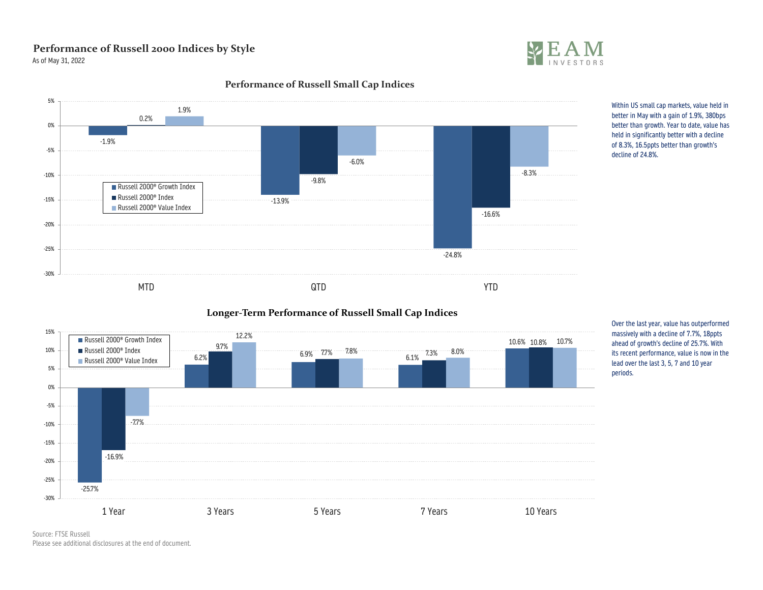## Performance of Russell 2000 Indices by Style

As of May 31, 2022

EAM INVESTORS

### Performance of Russell Small Cap Indices

5%
0%
-5%
-10%
-15%
-20%
-25%
-30%

Russell 2000® Growth Index
Russell 2000® Index
Russell 2000® Value Index

MTD: -1.9% 0.2% 1.9%

QTD: -13.9% -9.8% -6.0%

YTD: -24.8% -16.6% -8.3%

Within US small cap markets, value held in better in May with a gain of 1.9%, 380bps better than growth. Year to date, value has held in significantly better with a decline of 8.3%, 16.5ppts better than growth's decline of 24.8%.

### Longer-Term Performance of Russell Small Cap Indices

15%
10%
5%
0%
-5%
-10%
-15%
-20%
-25%
-30%

Russell 2000® Growth Index
Russell 2000® Index
Russell 2000® Value Index

1 Year: -25.7% -16.9% -7.7%

3 Years: 6.2% 9.7% 12.2%

5 Years: 6.9% 7.7% 7.8%

7 Years: 6.1% 7.3% 8.0%

10 Years: 10.6% 10.8% 10.7%

Over the last year, value has outperformed massively with a decline of 7.7%, 18ppts ahead of growth's decline of 25.7%. With its recent performance, value is now in the lead over the last 3, 5, 7 and 10 year periods.

Source: FTSE Russell

Please see additional disclosures at the end of document.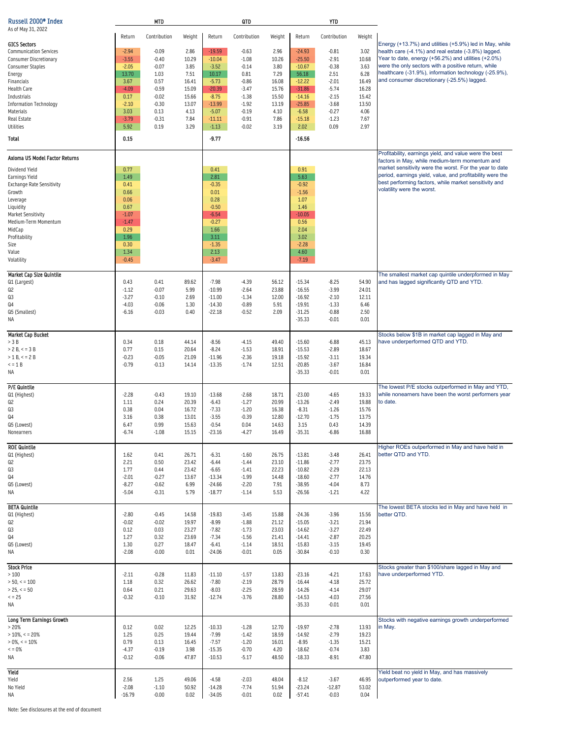## Russell 2000® Index

As of May 31, 2022

| | MTD | | | QTD | | | YTD | | | |
|---|---|---|---|---|---|---|---|---|---|---|
| | Return | Contribution | Weight | Return | Contribution | Weight | Return | Contribution | Weight | |
| **GICS Sectors** | | | | | | | | | | Energy (+13.7%) and utilities (+5.9%) led in May, while health care (-4.1%) and real estate (-3.8%) lagged. Year to date, energy (+56.2%) and utilities (+2.0%) were the only sectors with a positive return, while healthcare (-31.9%), information technology (-25.9%), and consumer discretionary (-25.5%) lagged. |
| Communication Services | -2.94 | -0.09 | 2.86 | -19.59 | -0.63 | 2.96 | -24.93 | -0.81 | 3.02 | |
| Consumer Discretionary | -3.55 | -0.40 | 10.29 | -10.04 | -1.08 | 10.26 | -25.50 | -2.91 | 10.68 | |
| Consumer Staples | -2.05 | -0.07 | 3.85 | -3.52 | -0.14 | 3.80 | -10.67 | -0.38 | 3.63 | |
| Energy | 13.70 | 1.03 | 7.51 | 10.17 | 0.81 | 7.29 | 56.18 | 2.51 | 6.28 | |
| Financials | 3.67 | 0.57 | 16.41 | -5.73 | -0.86 | 16.08 | -12.22 | -2.01 | 16.49 | |
| Health Care | -4.09 | -0.59 | 15.09 | -20.39 | -3.47 | 15.76 | -31.86 | -5.74 | 16.28 | |
| Industrials | 0.17 | -0.02 | 15.66 | -8.75 | -1.38 | 15.50 | -14.16 | -2.15 | 15.42 | |
| Information Technology | -2.10 | -0.30 | 13.07 | -13.99 | -1.92 | 13.19 | -25.85 | -3.68 | 13.50 | |
| Materials | 3.03 | 0.13 | 4.13 | -5.07 | -0.19 | 4.10 | -6.58 | -0.27 | 4.06 | |
| Real Estate | -3.79 | -0.31 | 7.84 | -11.11 | -0.91 | 7.86 | -15.18 | -1.23 | 7.67 | |
| Utilities | 5.92 | 0.19 | 3.29 | -1.13 | -0.02 | 3.19 | 2.02 | 0.09 | 2.97 | |
| **Total** | **0.15** | | | **-9.77** | | | **-16.56** | | | |
| **Axioma US Model Factor Returns** | | | | | | | | | | Profitability, earnings yield, and value were the best factors in May, while medium-term momentum and market sensitivity were the worst. For the year to date period, earnings yield, value, and profitability were the best performing factors, while market sensitivity and volatility were the worst. |
| Dividend Yield | 0.77 | | | 0.41 | | | 0.91 | | | |
| Earnings Yield | 1.49 | | | 2.81 | | | 5.63 | | | |
| Exchange Rate Sensitivity | 0.41 | | | -0.35 | | | -0.92 | | | |
| Growth | 0.66 | | | 0.01 | | | -1.56 | | | |
| Leverage | 0.06 | | | 0.28 | | | 1.07 | | | |
| Liquidity | 0.67 | | | -0.50 | | | 1.46 | | | |
| Market Sensitivity | -1.07 | | | -6.54 | | | -10.05 | | | |
| Medium-Term Momentum | -1.47 | | | -0.27 | | | 0.56 | | | |
| MidCap | 0.29 | | | 1.66 | | | 2.04 | | | |
| Profitability | 1.96 | | | 3.11 | | | 3.02 | | | |
| Size | 0.30 | | | -1.35 | | | -2.28 | | | |
| Value | 1.34 | | | 2.13 | | | 4.60 | | | |
| Volatility | -0.45 | | | -3.47 | | | -7.19 | | | |
| **Market Cap Size Quintile** | | | | | | | | | | The smallest market cap quintile underperformed in May and has lagged significantly QTD and YTD. |
| Q1 (Largest) | 0.43 | 0.41 | 89.62 | -7.98 | -4.39 | 56.12 | -15.34 | -8.25 | 54.90 | |
| Q2 | -1.12 | -0.07 | 5.99 | -10.99 | -2.64 | 23.88 | -16.55 | -3.99 | 24.01 | |
| Q3 | -3.27 | -0.10 | 2.69 | -11.00 | -1.34 | 12.00 | -16.92 | -2.10 | 12.11 | |
| Q4 | -4.03 | -0.06 | 1.30 | -14.30 | -0.89 | 5.91 | -19.91 | -1.33 | 6.46 | |
| Q5 (Smallest) | -6.16 | -0.03 | 0.40 | -22.18 | -0.52 | 2.09 | -31.25 | -0.88 | 2.50 | |
| NA | | | | | | | -35.33 | -0.01 | 0.01 | |
| **Market Cap Bucket** | | | | | | | | | | Stocks below $1B in market cap lagged in May and have underperformed QTD and YTD. |
| > 3 B | 0.34 | 0.18 | 44.14 | -8.56 | -4.15 | 49.40 | -15.60 | -6.88 | 45.13 | |
| > 2 B, <= 3 B | 0.77 | 0.15 | 20.64 | -8.24 | -1.53 | 18.91 | -15.53 | -2.89 | 18.67 | |
| > 1 B, <= 2 B | -0.23 | -0.05 | 21.09 | -11.96 | -2.36 | 19.18 | -15.92 | -3.11 | 19.34 | |
| <= 1 B | -0.79 | -0.13 | 14.14 | -13.35 | -1.74 | 12.51 | -20.85 | -3.67 | 16.84 | |
| NA | | | | | | | -35.33 | -0.01 | 0.01 | |
| **P/E Quintile** | | | | | | | | | | The lowest P/E stocks outperformed in May and YTD, while nonearners have been the worst performers year to date. |
| Q1 (Highest) | -2.28 | -0.43 | 19.10 | -13.68 | -2.68 | 18.71 | -23.00 | -4.65 | 19.33 | |
| Q2 | 1.11 | 0.24 | 20.39 | -6.43 | -1.27 | 20.99 | -13.26 | -2.49 | 19.88 | |
| Q3 | 0.38 | 0.04 | 16.72 | -7.33 | -1.20 | 16.38 | -8.31 | -1.26 | 15.76 | |
| Q4 | 3.16 | 0.38 | 13.01 | -3.55 | -0.39 | 12.80 | -12.70 | -1.75 | 13.75 | |
| Q5 (Lowest) | 6.47 | 0.99 | 15.63 | -0.54 | 0.04 | 14.63 | 3.15 | 0.43 | 14.39 | |
| Nonearners | -6.74 | -1.08 | 15.15 | -23.16 | -4.27 | 16.49 | -35.31 | -6.86 | 16.88 | |
| **ROE Quintile** | | | | | | | | | | Higher ROEs outperformed in May and have held in better QTD and YTD. |
| Q1 (Highest) | 1.62 | 0.41 | 26.71 | -6.31 | -1.60 | 26.75 | -13.81 | -3.48 | 26.41 | |
| Q2 | 2.21 | 0.50 | 23.42 | -6.44 | -1.44 | 23.10 | -11.86 | -2.77 | 23.75 | |
| Q3 | 1.77 | 0.44 | 23.42 | -6.65 | -1.41 | 22.23 | -10.82 | -2.29 | 22.13 | |
| Q4 | -2.01 | -0.27 | 13.67 | -13.34 | -1.99 | 14.48 | -18.60 | -2.77 | 14.76 | |
| Q5 (Lowest) | -8.27 | -0.62 | 6.99 | -24.66 | -2.20 | 7.91 | -38.95 | -4.04 | 8.73 | |
| NA | -5.04 | -0.31 | 5.79 | -18.77 | -1.14 | 5.53 | -26.56 | -1.21 | 4.22 | |
| **BETA Quintile** | | | | | | | | | | The lowest BETA stocks led in May and have held in better QTD. |
| Q1 (Highest) | -2.80 | -0.45 | 14.58 | -19.83 | -3.45 | 15.88 | -24.36 | -3.96 | 15.56 | |
| Q2 | -0.02 | -0.02 | 19.97 | -8.99 | -1.88 | 21.12 | -15.05 | -3.21 | 21.94 | |
| Q3 | 0.12 | 0.03 | 23.27 | -7.82 | -1.73 | 23.03 | -14.62 | -3.27 | 22.49 | |
| Q4 | 1.27 | 0.32 | 23.69 | -7.34 | -1.56 | 21.41 | -14.41 | -2.87 | 20.25 | |
| Q5 (Lowest) | 1.30 | 0.27 | 18.47 | -6.41 | -1.14 | 18.51 | -15.83 | -3.15 | 19.45 | |
| NA | -2.08 | -0.00 | 0.01 | -24.06 | -0.01 | 0.05 | -30.84 | -0.10 | 0.30 | |
| **Stock Price** | | | | | | | | | | Stocks greater than $100/share lagged in May and have underperformed YTD. |
| > 100 | -2.11 | -0.28 | 11.83 | -11.10 | -1.57 | 13.83 | -23.16 | -4.21 | 17.63 | |
| > 50, <= 100 | 1.18 | 0.32 | 26.62 | -7.80 | -2.19 | 28.79 | -16.44 | -4.18 | 25.72 | |
| > 25, <= 50 | 0.64 | 0.21 | 29.63 | -8.03 | -2.25 | 28.59 | -14.26 | -4.14 | 29.07 | |
| <= 25 | -0.32 | -0.10 | 31.92 | -12.74 | -3.76 | 28.80 | -14.53 | -4.03 | 27.56 | |
| NA | | | | | | | -35.33 | -0.01 | 0.01 | |
| **Long Term Earnings Growth** | | | | | | | | | | Stocks with negative earnings growth underperformed in May. |
| > 20% | 0.12 | 0.02 | 12.25 | -10.33 | -1.28 | 12.70 | -19.97 | -2.78 | 13.93 | |
| > 10%, <= 20% | 1.25 | 0.25 | 19.44 | -7.99 | -1.42 | 18.59 | -14.92 | -2.79 | 19.23 | |
| > 0%, <= 10% | 0.79 | 0.13 | 16.45 | -7.57 | -1.20 | 16.01 | -8.95 | -1.35 | 15.21 | |
| <= 0% | -4.37 | -0.19 | 3.98 | -15.35 | -0.70 | 4.20 | -18.62 | -0.74 | 3.83 | |
| NA | -0.12 | -0.06 | 47.87 | -10.53 | -5.17 | 48.50 | -18.33 | -8.91 | 47.80 | |
| **Yield** | | | | | | | | | | Yield beat no yield in May, and has massively outperformed year to date. |
| Yield | 2.56 | 1.25 | 49.06 | -4.58 | -2.03 | 48.04 | -8.12 | -3.67 | 46.95 | |
| No Yield | -2.08 | -1.10 | 50.92 | -14.28 | -7.74 | 51.94 | -23.24 | -12.87 | 53.02 | |
| NA | -16.79 | -0.00 | 0.02 | -34.05 | -0.01 | 0.02 | -57.41 | -0.03 | 0.04 | |

Note: See disclosures at the end of document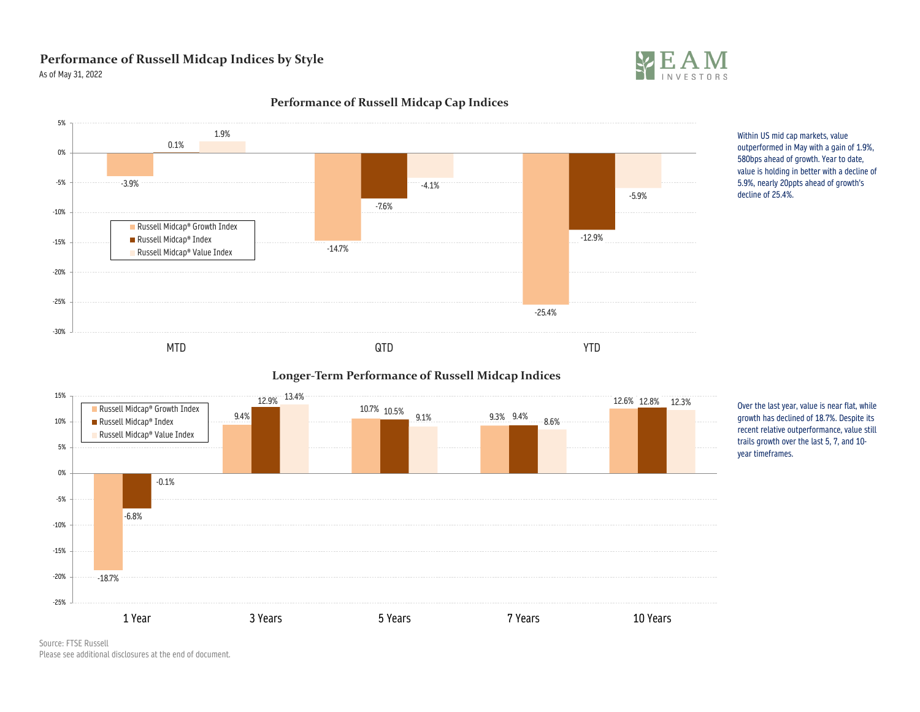# Performance of Russell Midcap Indices by Style

As of May 31, 2022

EAM INVESTORS

## Performance of Russell Midcap Cap Indices

5%
0%
-5%
-10%
-15%
-20%
-25%
-30%

Russell Midcap® Growth Index
Russell Midcap® Index
Russell Midcap® Value Index

MTD: -3.9% 0.1% 1.9%
QTD: -14.7% -7.6% -4.1%
YTD: -25.4% -12.9% -5.9%

Within US mid cap markets, value outperformed in May with a gain of 1.9%, 580bps ahead of growth. Year to date, value is holding in better with a decline of 5.9%, nearly 20ppts ahead of growth's decline of 25.4%.

## Longer-Term Performance of Russell Midcap Indices

15%
10%
5%
0%
-5%
-10%
-15%
-20%
-25%

Russell Midcap® Growth Index
Russell Midcap® Index
Russell Midcap® Value Index

1 Year: -18.7% -6.8% -0.1%
3 Years: 9.4% 12.9% 13.4%
5 Years: 10.7% 10.5% 9.1%
7 Years: 9.3% 9.4% 8.6%
10 Years: 12.6% 12.8% 12.3%

Over the last year, value is near flat, while growth has declined of 18.7%. Despite its recent relative outperformance, value still trails growth over the last 5, 7, and 10-year timeframes.

Source: FTSE Russell

Please see additional disclosures at the end of document.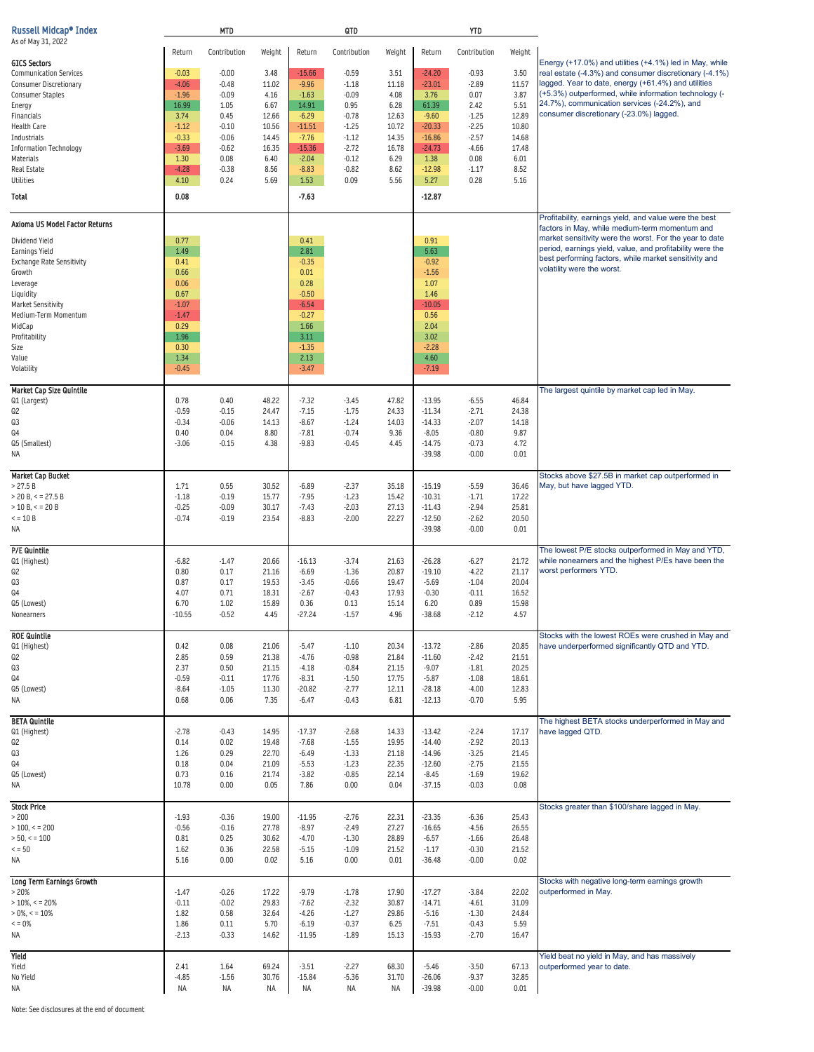# Russell Midcap® Index

As of May 31, 2022

| GICS Sectors | MTD Return | MTD Contribution | MTD Weight | QTD Return | QTD Contribution | QTD Weight | YTD Return | YTD Contribution | YTD Weight |
|---|---|---|---|---|---|---|---|---|---|
| Communication Services | -0.03 | -0.00 | 3.48 | -15.66 | -0.59 | 3.51 | -24.20 | -0.93 | 3.50 |
| Consumer Discretionary | -4.06 | -0.48 | 11.02 | -9.96 | -1.18 | 11.18 | -23.01 | -2.89 | 11.57 |
| Consumer Staples | -1.96 | -0.09 | 4.16 | -1.63 | -0.09 | 4.08 | 3.76 | 0.07 | 3.87 |
| Energy | 16.99 | 1.05 | 6.67 | 14.91 | 0.95 | 6.28 | 61.39 | 2.42 | 5.51 |
| Financials | 3.74 | 0.45 | 12.66 | -6.29 | -0.78 | 12.63 | -9.60 | -1.25 | 12.89 |
| Health Care | -1.12 | -0.10 | 10.56 | -11.51 | -1.25 | 10.72 | -20.33 | -2.25 | 10.80 |
| Industrials | -0.33 | -0.06 | 14.45 | -7.76 | -1.12 | 14.35 | -16.86 | -2.57 | 14.68 |
| Information Technology | -3.69 | -0.62 | 16.35 | -15.36 | -2.72 | 16.78 | -24.73 | -4.66 | 17.48 |
| Materials | 1.30 | 0.08 | 6.40 | -2.04 | -0.12 | 6.29 | 1.38 | 0.08 | 6.01 |
| Real Estate | -4.28 | -0.38 | 8.56 | -8.83 | -0.82 | 8.62 | -12.98 | -1.17 | 8.52 |
| Utilities | 4.10 | 0.24 | 5.69 | 1.53 | 0.09 | 5.56 | 5.27 | 0.28 | 5.16 |
| **Total** | **0.08** | | | **-7.63** | | | **-12.87** | | |

Energy (+17.0%) and utilities (+4.1%) led in May, while real estate (-4.3%) and consumer discretionary (-4.1%) lagged. Year to date, energy (+61.4%) and utilities (+5.3%) outperformed, while information technology (-24.7%), communication services (-24.2%), and consumer discretionary (-23.0%) lagged.

| Axioma US Model Factor Returns | MTD Return | QTD Return | YTD Return |
|---|---|---|---|
| Dividend Yield | 0.77 | 0.41 | 0.91 |
| Earnings Yield | 1.49 | 2.81 | 5.63 |
| Exchange Rate Sensitivity | 0.41 | -0.35 | -0.92 |
| Growth | 0.66 | 0.01 | -1.56 |
| Leverage | 0.06 | 0.28 | 1.07 |
| Liquidity | 0.67 | -0.50 | 1.46 |
| Market Sensitivity | -1.07 | -6.54 | -10.05 |
| Medium-Term Momentum | -1.47 | -0.27 | 0.56 |
| MidCap | 0.29 | 1.66 | 2.04 |
| Profitability | 1.96 | 3.11 | 3.02 |
| Size | 0.30 | -1.35 | -2.28 |
| Value | 1.34 | 2.13 | 4.60 |
| Volatility | -0.45 | -3.47 | -7.19 |

Profitability, earnings yield, and value were the best factors in May, while medium-term momentum and market sensitivity were the worst. For the year to date period, earnings yield, value, and profitability were the best performing factors, while market sensitivity and volatility were the worst.

| Market Cap Size Quintile | MTD Return | MTD Contribution | MTD Weight | QTD Return | QTD Contribution | QTD Weight | YTD Return | YTD Contribution | YTD Weight |
|---|---|---|---|---|---|---|---|---|---|
| Q1 (Largest) | 0.78 | 0.40 | 48.22 | -7.32 | -3.45 | 47.82 | -13.95 | -6.55 | 46.84 |
| Q2 | -0.59 | -0.15 | 24.47 | -7.15 | -1.75 | 24.33 | -11.34 | -2.71 | 24.38 |
| Q3 | -0.34 | -0.06 | 14.13 | -8.67 | -1.24 | 14.03 | -14.33 | -2.07 | 14.18 |
| Q4 | 0.40 | 0.04 | 8.80 | -7.81 | -0.74 | 9.36 | -8.05 | -0.80 | 9.87 |
| Q5 (Smallest) | -3.06 | -0.15 | 4.38 | -9.83 | -0.45 | 4.45 | -14.75 | -0.73 | 4.72 |
| NA | | | | | | | -39.98 | -0.00 | 0.01 |

The largest quintile by market cap led in May.

| Market Cap Bucket | MTD Return | MTD Contribution | MTD Weight | QTD Return | QTD Contribution | QTD Weight | YTD Return | YTD Contribution | YTD Weight |
|---|---|---|---|---|---|---|---|---|---|
| > 27.5 B | 1.71 | 0.55 | 30.52 | -6.89 | -2.37 | 35.18 | -15.19 | -5.59 | 36.46 |
| > 20 B, < = 27.5 B | -1.18 | -0.19 | 15.77 | -7.95 | -1.23 | 15.42 | -10.31 | -1.71 | 17.22 |
| > 10 B, < = 20 B | -0.25 | -0.09 | 30.17 | -7.43 | -2.03 | 27.13 | -11.43 | -2.94 | 25.81 |
| < = 10 B | -0.74 | -0.19 | 23.54 | -8.83 | -2.00 | 22.27 | -12.50 | -2.62 | 20.50 |
| NA | | | | | | | -39.98 | -0.00 | 0.01 |

Stocks above $27.5B in market cap outperformed in May, but have lagged YTD.

| P/E Quintile | MTD Return | MTD Contribution | MTD Weight | QTD Return | QTD Contribution | QTD Weight | YTD Return | YTD Contribution | YTD Weight |
|---|---|---|---|---|---|---|---|---|---|
| Q1 (Highest) | -6.82 | -1.47 | 20.66 | -16.13 | -3.74 | 21.63 | -26.28 | -6.27 | 21.72 |
| Q2 | 0.80 | 0.17 | 21.16 | -6.69 | -1.49 | 20.87 | -19.10 | -4.22 | 21.17 |
| Q3 | 0.87 | 0.17 | 19.53 | -3.45 | -0.66 | 19.47 | -5.69 | -1.04 | 20.04 |
| Q4 | 4.07 | 0.71 | 18.31 | -2.67 | -0.43 | 17.93 | -0.30 | -0.11 | 16.52 |
| Q5 (Lowest) | 6.70 | 1.02 | 15.89 | 0.36 | 0.13 | 15.14 | 6.20 | 0.89 | 15.98 |
| Nonearners | -10.55 | -0.52 | 4.45 | -27.24 | -1.57 | 4.96 | -38.68 | -2.12 | 4.57 |

The lowest P/E stocks outperformed in May and YTD, while nonearners and the highest P/Es have been the worst performers YTD.

| ROE Quintile | MTD Return | MTD Contribution | MTD Weight | QTD Return | QTD Contribution | QTD Weight | YTD Return | YTD Contribution | YTD Weight |
|---|---|---|---|---|---|---|---|---|---|
| Q1 (Highest) | 0.42 | 0.08 | 21.06 | -5.47 | -1.10 | 20.34 | -13.72 | -2.86 | 20.85 |
| Q2 | 2.85 | 0.59 | 21.38 | -4.76 | -0.98 | 21.84 | -11.60 | -2.42 | 21.51 |
| Q3 | 2.37 | 0.50 | 21.15 | -4.18 | -0.84 | 21.15 | -9.07 | -1.81 | 20.25 |
| Q4 | -0.59 | -0.11 | 17.76 | -8.31 | -1.50 | 17.75 | -5.87 | -1.08 | 18.61 |
| Q5 (Lowest) | -8.64 | -1.05 | 11.30 | -20.82 | -2.77 | 12.11 | -28.18 | -4.00 | 12.83 |
| NA | 0.68 | 0.06 | 7.35 | -6.47 | -0.43 | 6.81 | -12.13 | -0.70 | 5.95 |

Stocks with the lowest ROEs were crushed in May and have underperformed significantly QTD and YTD.

| BETA Quintile | MTD Return | MTD Contribution | MTD Weight | QTD Return | QTD Contribution | QTD Weight | YTD Return | YTD Contribution | YTD Weight |
|---|---|---|---|---|---|---|---|---|---|
| Q1 (Highest) | -2.78 | -0.43 | 14.95 | -17.37 | -2.68 | 14.33 | -13.42 | -2.24 | 17.17 |
| Q2 | 0.14 | 0.02 | 19.48 | -7.68 | -1.55 | 19.95 | -14.40 | -2.92 | 20.13 |
| Q3 | 1.26 | 0.29 | 22.70 | -6.49 | -1.33 | 21.18 | -14.96 | -3.25 | 21.45 |
| Q4 | 0.18 | 0.04 | 21.09 | -5.53 | -1.23 | 22.35 | -12.60 | -2.75 | 21.55 |
| Q5 (Lowest) | 0.73 | 0.16 | 21.74 | -3.82 | -0.85 | 22.14 | -8.45 | -1.69 | 19.62 |
| NA | 10.78 | 0.00 | 0.05 | 7.86 | 0.00 | 0.04 | -37.15 | -0.03 | 0.08 |

The highest BETA stocks underperformed in May and have lagged QTD.

| Stock Price | MTD Return | MTD Contribution | MTD Weight | QTD Return | QTD Contribution | QTD Weight | YTD Return | YTD Contribution | YTD Weight |
|---|---|---|---|---|---|---|---|---|---|
| > 200 | -1.93 | -0.36 | 19.00 | -11.95 | -2.76 | 22.31 | -23.35 | -6.36 | 25.43 |
| > 100, < = 200 | -0.56 | -0.16 | 27.78 | -8.97 | -2.49 | 27.27 | -16.65 | -4.56 | 26.55 |
| > 50, < = 100 | 0.81 | 0.25 | 30.62 | -4.70 | -1.30 | 28.89 | -6.57 | -1.66 | 26.48 |
| < = 50 | 1.62 | 0.36 | 22.58 | -5.15 | -1.09 | 21.52 | -1.17 | -0.30 | 21.52 |
| NA | 5.16 | 0.00 | 0.02 | 5.16 | 0.00 | 0.01 | -36.48 | -0.00 | 0.02 |

Stocks greater than $100/share lagged in May.

| Long Term Earnings Growth | MTD Return | MTD Contribution | MTD Weight | QTD Return | QTD Contribution | QTD Weight | YTD Return | YTD Contribution | YTD Weight |
|---|---|---|---|---|---|---|---|---|---|
| > 20% | -1.47 | -0.26 | 17.22 | -9.79 | -1.78 | 17.90 | -17.27 | -3.84 | 22.02 |
| > 10%, < = 20% | -0.11 | -0.02 | 29.83 | -7.62 | -2.32 | 30.87 | -14.71 | -4.61 | 31.09 |
| > 0%, < = 10% | 1.82 | 0.58 | 32.64 | -4.26 | -1.27 | 29.86 | -5.16 | -1.30 | 24.84 |
| < = 0% | 1.86 | 0.11 | 5.70 | -6.19 | -0.37 | 6.25 | -7.51 | -0.43 | 5.59 |
| NA | -2.13 | -0.33 | 14.62 | -11.95 | -1.89 | 15.13 | -15.93 | -2.70 | 16.47 |

Stocks with negative long-term earnings growth outperformed in May.

| Yield | MTD Return | MTD Contribution | MTD Weight | QTD Return | QTD Contribution | QTD Weight | YTD Return | YTD Contribution | YTD Weight |
|---|---|---|---|---|---|---|---|---|---|
| Yield | 2.41 | 1.64 | 69.24 | -3.51 | -2.27 | 68.30 | -5.46 | -3.50 | 67.13 |
| No Yield | -4.85 | -1.56 | 30.76 | -15.84 | -5.36 | 31.70 | -26.06 | -9.37 | 32.85 |
| NA | NA | NA | NA | NA | NA | NA | -39.98 | -0.00 | 0.01 |

Yield beat no yield in May, and has massively outperformed year to date.

Note: See disclosures at the end of document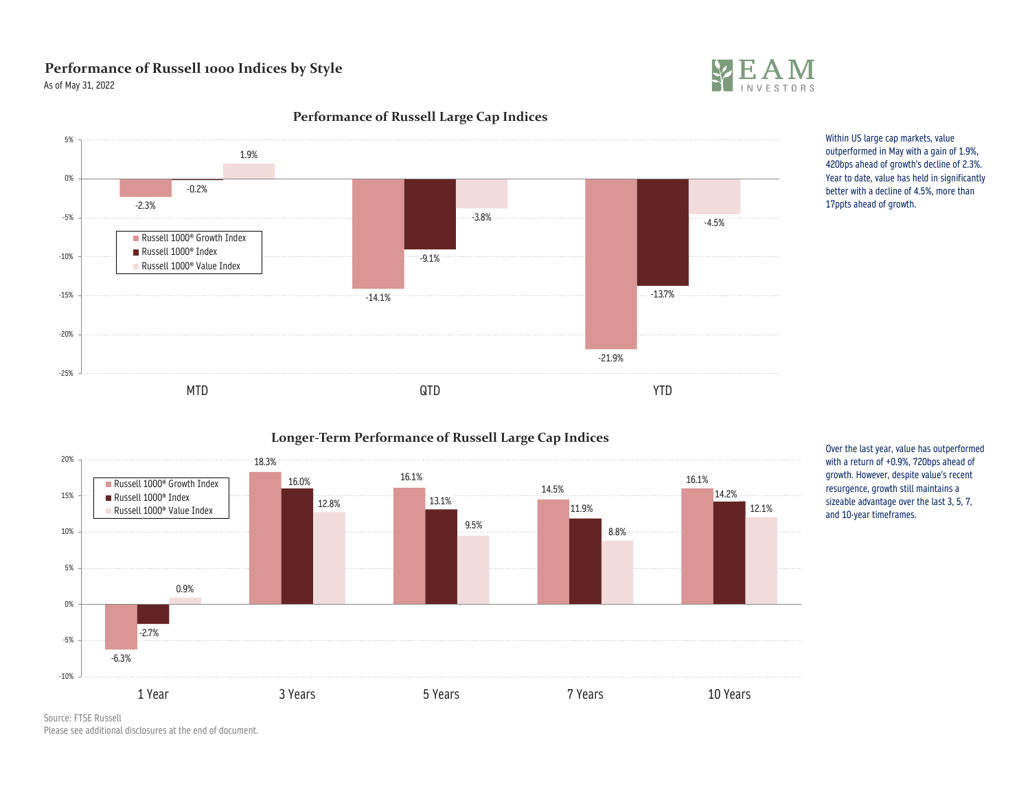# Performance of Russell 1000 Indices by Style

As of May 31, 2022

EAM INVESTORS

## Performance of Russell Large Cap Indices

5%
0%
-5%
-10%
-15%
-20%
-25%

Russell 1000® Growth Index
Russell 1000® Index
Russell 1000® Value Index

MTD: -2.3% -0.2% 1.9%
QTD: -14.1% -9.1% -3.8%
YTD: -21.9% -13.7% -4.5%

Within US large cap markets, value outperformed in May with a gain of 1.9%, 420bps ahead of growth's decline of 2.3%. Year to date, value has held in significantly better with a decline of 4.5%, more than 17ppts ahead of growth.

## Longer-Term Performance of Russell Large Cap Indices

20%
15%
10%
5%
0%
-5%
-10%

Russell 1000® Growth Index
Russell 1000® Index
Russell 1000® Value Index

1 Year: -6.3% -2.7% 0.9%
3 Years: 18.3% 16.0% 12.8%
5 Years: 16.1% 13.1% 9.5%
7 Years: 14.5% 11.9% 8.8%
10 Years: 16.1% 14.2% 12.1%

Over the last year, value has outperformed with a return of +0.9%, 720bps ahead of growth. However, despite value's recent resurgence, growth still maintains a sizeable advantage over the last 3, 5, 7, and 10-year timeframes.

Source: FTSE Russell
Please see additional disclosures at the end of document.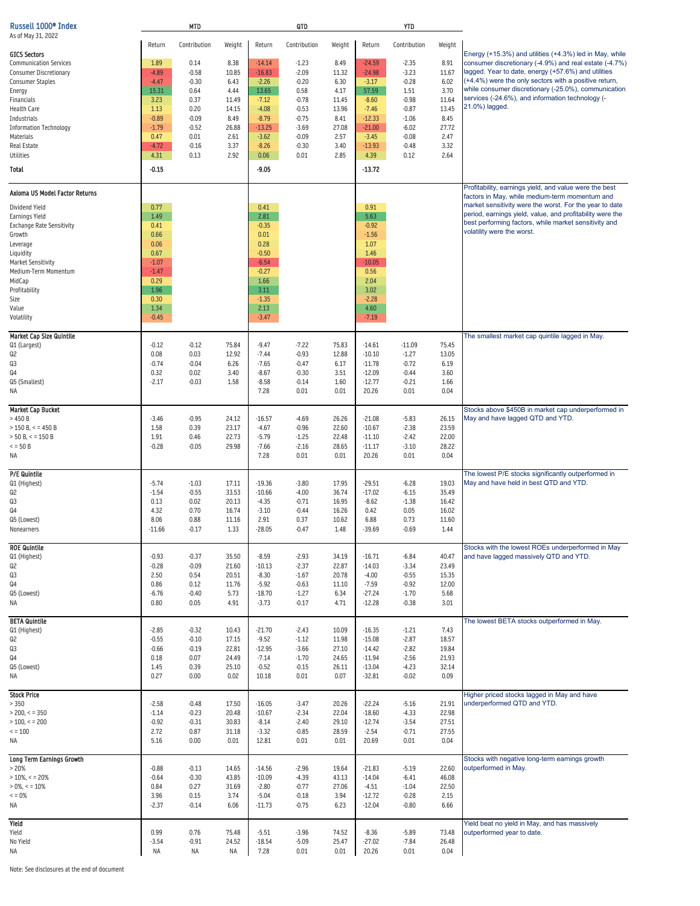**Russell 1000® Index**
As of May 31, 2022

| | MTD | | | QTD | | | YTD | | | |
|---|---|---|---|---|---|---|---|---|---|---|
| | Return | Contribution | Weight | Return | Contribution | Weight | Return | Contribution | Weight | |
| **GICS Sectors** | | | | | | | | | | Energy (+15.3%) and utilities (+4.3%) led in May, while consumer discretionary (-4.9%) and real estate (-4.7%) lagged. Year to date, energy (+57.6%) and utilities (+4.4%) were the only sectors with a positive return, while consumer discretionary (-25.0%), communication services (-24.6%), and information technology (-21.0%) lagged. |
| Communication Services | 1.89 | 0.14 | 8.38 | -14.14 | -1.23 | 8.49 | -24.59 | -2.35 | 8.91 | |
| Consumer Discretionary | -4.89 | -0.58 | 10.85 | -16.83 | -2.09 | 11.32 | -24.98 | -3.23 | 11.67 | |
| Consumer Staples | -4.47 | -0.30 | 6.43 | -2.26 | -0.20 | 6.30 | -3.17 | -0.28 | 6.02 | |
| Energy | 15.31 | 0.64 | 4.44 | 13.65 | 0.58 | 4.17 | 57.59 | 1.51 | 3.70 | |
| Financials | 3.23 | 0.37 | 11.49 | -7.12 | -0.78 | 11.45 | -8.60 | -0.98 | 11.64 | |
| Health Care | 1.13 | 0.20 | 14.15 | -4.08 | -0.53 | 13.96 | -7.46 | -0.87 | 13.45 | |
| Industrials | -0.89 | -0.09 | 8.49 | -8.79 | -0.75 | 8.41 | -12.33 | -1.06 | 8.45 | |
| Information Technology | -1.79 | -0.52 | 26.88 | -13.25 | -3.69 | 27.08 | -21.00 | -6.02 | 27.72 | |
| Materials | 0.47 | 0.01 | 2.61 | -3.62 | -0.09 | 2.57 | -3.45 | -0.08 | 2.47 | |
| Real Estate | -4.72 | -0.16 | 3.37 | -8.26 | -0.30 | 3.40 | -13.93 | -0.48 | 3.32 | |
| Utilities | 4.31 | 0.13 | 2.92 | 0.06 | 0.01 | 2.85 | 4.39 | 0.12 | 2.64 | |
| **Total** | **-0.15** | | | **-9.05** | | | **-13.72** | | | |
| **Axioma US Model Factor Returns** | | | | | | | | | | Profitability, earnings yield, and value were the best factors in May, while medium-term momentum and market sensitivity were the worst. For the year to date period, earnings yield, value, and profitability were the best performing factors, while market sensitivity and volatility were the worst. |
| Dividend Yield | 0.77 | | | 0.41 | | | 0.91 | | | |
| Earnings Yield | 1.49 | | | 2.81 | | | 5.63 | | | |
| Exchange Rate Sensitivity | 0.41 | | | -0.35 | | | -0.92 | | | |
| Growth | 0.66 | | | 0.01 | | | -1.56 | | | |
| Leverage | 0.06 | | | 0.28 | | | 1.07 | | | |
| Liquidity | 0.67 | | | -0.50 | | | 1.46 | | | |
| Market Sensitivity | -1.07 | | | -6.54 | | | -10.05 | | | |
| Medium-Term Momentum | -1.47 | | | -0.27 | | | 0.56 | | | |
| MidCap | 0.29 | | | 1.66 | | | 2.04 | | | |
| Profitability | 1.96 | | | 3.11 | | | 3.02 | | | |
| Size | 0.30 | | | -1.35 | | | -2.28 | | | |
| Value | 1.34 | | | 2.13 | | | 4.60 | | | |
| Volatility | -0.45 | | | -3.47 | | | -7.19 | | | |
| **Market Cap Size Quintile** | | | | | | | | | | The smallest market cap quintile lagged in May. |
| Q1 (Largest) | -0.12 | -0.12 | 75.84 | -9.47 | -7.22 | 75.83 | -14.61 | -11.09 | 75.45 | |
| Q2 | 0.08 | 0.03 | 12.92 | -7.44 | -0.93 | 12.88 | -10.10 | -1.27 | 13.05 | |
| Q3 | -0.74 | -0.04 | 6.26 | -7.65 | -0.47 | 6.17 | -11.78 | -0.72 | 6.19 | |
| Q4 | 0.32 | 0.02 | 3.40 | -8.67 | -0.30 | 3.51 | -12.09 | -0.44 | 3.60 | |
| Q5 (Smallest) | -2.17 | -0.03 | 1.58 | -8.58 | -0.14 | 1.60 | -12.77 | -0.21 | 1.66 | |
| NA | | | | 7.28 | 0.01 | 0.01 | 20.26 | 0.01 | 0.04 | |
| **Market Cap Bucket** | | | | | | | | | | Stocks above $450B in market cap underperformed in May and have lagged QTD and YTD. |
| > 450 B | -3.46 | -0.95 | 24.12 | -16.57 | -4.69 | 26.26 | -21.08 | -5.83 | 26.15 | |
| > 150 B, < = 450 B | 1.58 | 0.39 | 23.17 | -4.67 | -0.96 | 22.60 | -10.67 | -2.38 | 23.59 | |
| > 50 B, < = 150 B | 1.91 | 0.46 | 22.73 | -5.79 | -1.25 | 22.48 | -11.10 | -2.42 | 22.00 | |
| < = 50 B | -0.28 | -0.05 | 29.98 | -7.66 | -2.16 | 28.65 | -11.17 | -3.10 | 28.22 | |
| NA | | | | 7.28 | 0.01 | 0.01 | 20.26 | 0.01 | 0.04 | |
| **P/E Quintile** | | | | | | | | | | The lowest P/E stocks significantly outperformed in May and have held in best QTD and YTD. |
| Q1 (Highest) | -5.74 | -1.03 | 17.11 | -19.36 | -3.80 | 17.95 | -29.51 | -6.28 | 19.03 | |
| Q2 | -1.54 | -0.55 | 33.53 | -10.66 | -4.00 | 36.74 | -17.02 | -6.15 | 35.49 | |
| Q3 | 0.13 | 0.02 | 20.13 | -4.35 | -0.71 | 16.95 | -8.62 | -1.38 | 16.42 | |
| Q4 | 4.32 | 0.70 | 16.74 | -3.10 | -0.44 | 16.26 | 0.42 | 0.05 | 16.02 | |
| Q5 (Lowest) | 8.06 | 0.88 | 11.16 | 2.91 | 0.37 | 10.62 | 6.88 | 0.73 | 11.60 | |
| Nonearners | -11.66 | -0.17 | 1.33 | -28.05 | -0.47 | 1.48 | -39.69 | -0.69 | 1.44 | |
| **ROE Quintile** | | | | | | | | | | Stocks with the lowest ROEs underperformed in May and have lagged massively QTD and YTD. |
| Q1 (Highest) | -0.93 | -0.37 | 35.50 | -8.59 | -2.93 | 34.19 | -16.71 | -6.84 | 40.47 | |
| Q2 | -0.28 | -0.09 | 21.60 | -10.13 | -2.37 | 22.87 | -14.03 | -3.34 | 23.49 | |
| Q3 | 2.50 | 0.54 | 20.51 | -8.30 | -1.67 | 20.78 | -4.00 | -0.55 | 15.35 | |
| Q4 | 0.86 | 0.12 | 11.76 | -5.92 | -0.63 | 11.10 | -7.59 | -0.92 | 12.00 | |
| Q5 (Lowest) | -6.76 | -0.40 | 5.73 | -18.70 | -1.27 | 6.34 | -27.24 | -1.70 | 5.68 | |
| NA | 0.80 | 0.05 | 4.91 | -3.73 | -0.17 | 4.71 | -12.28 | -0.38 | 3.01 | |
| **BETA Quintile** | | | | | | | | | | The lowest BETA stocks outperformed in May. |
| Q1 (Highest) | -2.85 | -0.32 | 10.43 | -21.70 | -2.43 | 10.09 | -16.35 | -1.21 | 7.43 | |
| Q2 | -0.55 | -0.10 | 17.15 | -9.52 | -1.12 | 11.98 | -15.08 | -2.87 | 18.57 | |
| Q3 | -0.66 | -0.19 | 22.81 | -12.95 | -3.66 | 27.10 | -14.42 | -2.82 | 19.84 | |
| Q4 | 0.18 | 0.07 | 24.49 | -7.14 | -1.70 | 24.65 | -11.94 | -2.56 | 21.93 | |
| Q5 (Lowest) | 1.45 | 0.39 | 25.10 | -0.52 | -0.15 | 26.11 | -13.04 | -4.23 | 32.14 | |
| NA | 0.27 | 0.00 | 0.02 | 10.18 | 0.01 | 0.07 | -32.81 | -0.02 | 0.09 | |
| **Stock Price** | | | | | | | | | | Higher priced stocks lagged in May and have underperformed QTD and YTD. |
| > 350 | -2.58 | -0.48 | 17.50 | -16.05 | -3.47 | 20.26 | -22.24 | -5.16 | 21.91 | |
| > 200, < = 350 | -1.14 | -0.23 | 20.48 | -10.67 | -2.34 | 22.04 | -18.60 | -4.33 | 22.98 | |
| > 100, < = 200 | -0.92 | -0.31 | 30.83 | -8.14 | -2.40 | 29.10 | -12.74 | -3.54 | 27.51 | |
| < = 100 | 2.72 | 0.87 | 31.18 | -3.32 | -0.85 | 28.59 | -2.54 | -0.71 | 27.55 | |
| NA | 5.16 | 0.00 | 0.01 | 12.81 | 0.01 | 0.01 | 20.69 | 0.01 | 0.04 | |
| **Long Term Earnings Growth** | | | | | | | | | | Stocks with negative long-term earnings growth outperformed in May. |
| > 20% | -0.88 | -0.13 | 14.65 | -14.56 | -2.96 | 19.64 | -21.83 | -5.19 | 22.60 | |
| > 10%, < = 20% | -0.64 | -0.30 | 43.85 | -10.09 | -4.39 | 43.13 | -14.04 | -6.41 | 46.08 | |
| > 0%, < = 10% | 0.84 | 0.27 | 31.69 | -2.80 | -0.77 | 27.06 | -4.51 | -1.04 | 22.50 | |
| < = 0% | 3.96 | 0.15 | 3.74 | -5.04 | -0.18 | 3.94 | -12.72 | -0.28 | 2.15 | |
| NA | -2.37 | -0.14 | 6.06 | -11.73 | -0.75 | 6.23 | -12.04 | -0.80 | 6.66 | |
| **Yield** | | | | | | | | | | Yield beat no yield in May, and has massively outperformed year to date. |
| Yield | 0.99 | 0.76 | 75.48 | -5.51 | -3.96 | 74.52 | -8.36 | -5.89 | 73.48 | |
| No Yield | -3.54 | -0.91 | 24.52 | -18.54 | -5.09 | 25.47 | -27.02 | -7.84 | 26.48 | |
| NA | NA | NA | NA | 7.28 | 0.01 | 0.01 | 20.26 | 0.01 | 0.04 | |

Note: See disclosures at the end of document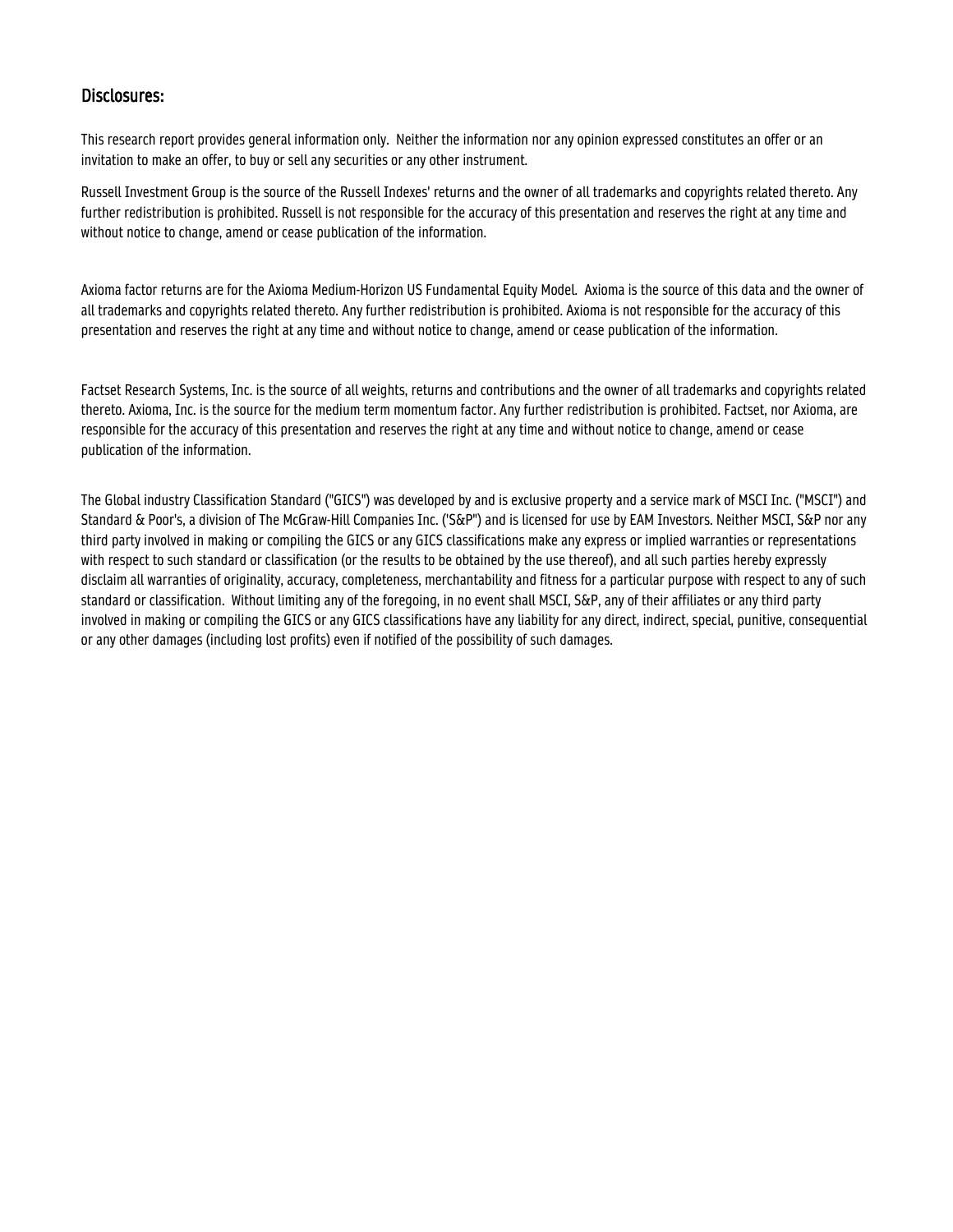## Disclosures:

This research report provides general information only. Neither the information nor any opinion expressed constitutes an offer or an invitation to make an offer, to buy or sell any securities or any other instrument.

Russell Investment Group is the source of the Russell Indexes' returns and the owner of all trademarks and copyrights related thereto. Any further redistribution is prohibited. Russell is not responsible for the accuracy of this presentation and reserves the right at any time and without notice to change, amend or cease publication of the information.

Axioma factor returns are for the Axioma Medium-Horizon US Fundamental Equity Model. Axioma is the source of this data and the owner of all trademarks and copyrights related thereto. Any further redistribution is prohibited. Axioma is not responsible for the accuracy of this presentation and reserves the right at any time and without notice to change, amend or cease publication of the information.

Factset Research Systems, Inc. is the source of all weights, returns and contributions and the owner of all trademarks and copyrights related thereto. Axioma, Inc. is the source for the medium term momentum factor. Any further redistribution is prohibited. Factset, nor Axioma, are responsible for the accuracy of this presentation and reserves the right at any time and without notice to change, amend or cease publication of the information.

The Global industry Classification Standard ("GICS") was developed by and is exclusive property and a service mark of MSCI Inc. ("MSCI") and Standard & Poor's, a division of The McGraw-Hill Companies Inc. ('S&P") and is licensed for use by EAM Investors. Neither MSCI, S&P nor any third party involved in making or compiling the GICS or any GICS classifications make any express or implied warranties or representations with respect to such standard or classification (or the results to be obtained by the use thereof), and all such parties hereby expressly disclaim all warranties of originality, accuracy, completeness, merchantability and fitness for a particular purpose with respect to any of such standard or classification. Without limiting any of the foregoing, in no event shall MSCI, S&P, any of their affiliates or any third party involved in making or compiling the GICS or any GICS classifications have any liability for any direct, indirect, special, punitive, consequential or any other damages (including lost profits) even if notified of the possibility of such damages.